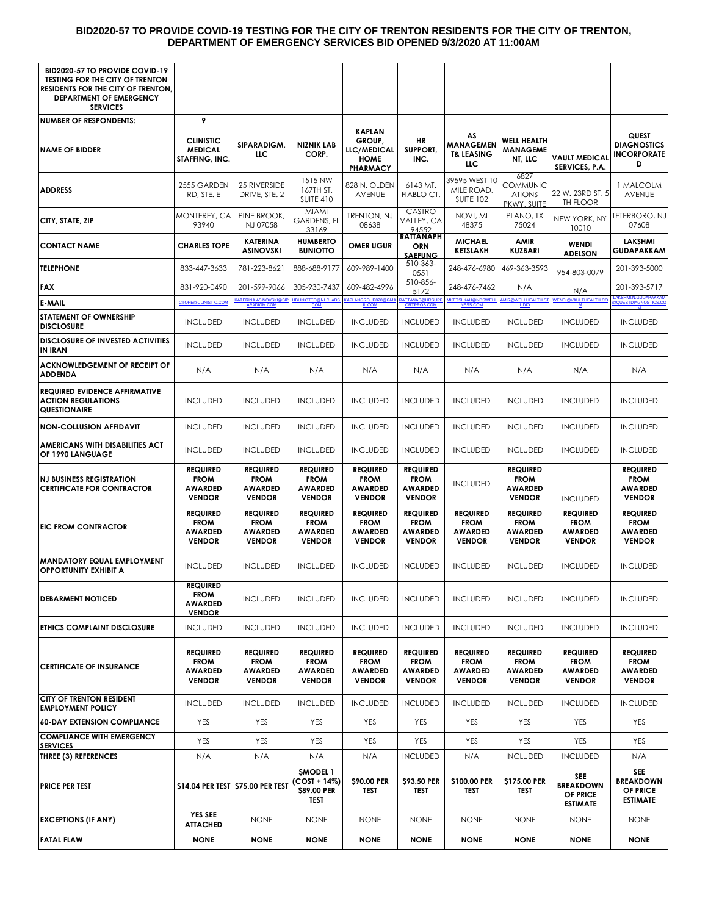# BID2020-57 TO PROVIDE COVID-19 TESTING FOR THE CITY OF TRENTON RESIDENTS FOR THE CITY OF TRENTON, DEPARTMENT OF EMERGENCY SERVICES BID OPENED 9/3/2020 AT 11:00AM

| BID2020-57 TO PROVIDE COVID-19 TESTING FOR THE CITY OF TRENTON RESIDENTS FOR THE CITY OF TRENTON, DEPARTMENT OF EMERGENCY SERVICES | | | | | | | | | |
|---|---|---|---|---|---|---|---|---|---|
| **NUMBER OF RESPONDENTS:** | 9 | | | | | | | | |
| **NAME OF BIDDER** | **CLINISTIC MEDICAL STAFFING, INC.** | **SIPARADIGM, LLC** | **NIZNIK LAB CORP.** | **KAPLAN GROUP, LLC/MEDICAL HOME PHARMACY** | **HR SUPPORT, INC.** | **AS MANAGEMENT & LEASING LLC** | **WELL HEALTH MANAGEMENT, LLC** | **VAULT MEDICAL SERVICES, P.A.** | **QUEST DIAGNOSTICS INCORPORATED** |
| **ADDRESS** | 2555 GARDEN RD, STE. E | 25 RIVERSIDE DRIVE, STE. 2 | 1515 NW 167TH ST, SUITE 410 | 828 N. OLDEN AVENUE | 6143 MT. FIABLO CT. | 39595 WEST 10 MILE ROAD, SUITE 102 | 6827 COMMUNICATIONS PKWY, SUITE | 22 W. 23RD ST, 5 TH FLOOR | 1 MALCOLM AVENUE |
| **CITY, STATE, ZIP** | MONTEREY, CA 93940 | PINE BROOK, NJ 07058 | MIAMI GARDENS, FL 33169 | TRENTON, NJ 08638 | CASTRO VALLEY, CA 94552 | NOVI, MI 48375 | PLANO, TX 75024 | NEW YORK, NY 10010 | TETERBORO, NJ 07608 |
| **CONTACT NAME** | **CHARLES TOPE** | **KATERINA ASINOVSKI** | **HUMBERTO BUNIOTTO** | **OMER UGUR** | **RATTANAPHORN SAEFUNG** | **MICHAEL KETSLAKH** | **AMIR KUZBARI** | **WENDI ADELSON** | **LAKSHMI GUDAPAKKAM** |
| **TELEPHONE** | 833-447-3633 | 781-223-8621 | 888-688-9177 | 609-989-1400 | 510-363-0551 | 248-476-6980 | 469-363-3593 | 954-803-0079 | 201-393-5000 |
| **FAX** | 831-920-0490 | 201-599-9066 | 305-930-7437 | 609-482-4996 | 510-856-5172 | 248-476-7462 | N/A | N/A | 201-393-5717 |
| **E-MAIL** | CTOPE@CLINISTIC.COM | KATERINA.ASINOVSKI@SIPARADIGM.COM | HBUNIOTTO@NLCLABS.COM | KAPLANGROUP828@GMAIL.COM | RATTANAS@HRSUPPORTPROS.COM | MKETSLKAH@NDSWELLNESS.COM | AMIR@WELLHEALTH.STUDIO | WENDI@VAULTHEALTH.COM | LAKSHMI.N.GUDAPAKKAM@QUESTDIAGNOSTICS.COM |
| **STATEMENT OF OWNERSHIP DISCLOSURE** | INCLUDED | INCLUDED | INCLUDED | INCLUDED | INCLUDED | INCLUDED | INCLUDED | INCLUDED | INCLUDED |
| **DISCLOSURE OF INVESTED ACTIVITIES IN IRAN** | INCLUDED | INCLUDED | INCLUDED | INCLUDED | INCLUDED | INCLUDED | INCLUDED | INCLUDED | INCLUDED |
| **ACKNOWLEDGEMENT OF RECEIPT OF ADDENDA** | N/A | N/A | N/A | N/A | N/A | N/A | N/A | N/A | N/A |
| **REQUIRED EVIDENCE AFFIRMATIVE ACTION REGULATIONS QUESTIONAIRE** | INCLUDED | INCLUDED | INCLUDED | INCLUDED | INCLUDED | INCLUDED | INCLUDED | INCLUDED | INCLUDED |
| **NON-COLLUSION AFFIDAVIT** | INCLUDED | INCLUDED | INCLUDED | INCLUDED | INCLUDED | INCLUDED | INCLUDED | INCLUDED | INCLUDED |
| **AMERICANS WITH DISABILITIES ACT OF 1990 LANGUAGE** | INCLUDED | INCLUDED | INCLUDED | INCLUDED | INCLUDED | INCLUDED | INCLUDED | INCLUDED | INCLUDED |
| **NJ BUSINESS REGISTRATION CERTIFICATE FOR CONTRACTOR** | **REQUIRED FROM AWARDED VENDOR** | **REQUIRED FROM AWARDED VENDOR** | **REQUIRED FROM AWARDED VENDOR** | **REQUIRED FROM AWARDED VENDOR** | **REQUIRED FROM AWARDED VENDOR** | INCLUDED | **REQUIRED FROM AWARDED VENDOR** | INCLUDED | **REQUIRED FROM AWARDED VENDOR** |
| **EIC FROM CONTRACTOR** | **REQUIRED FROM AWARDED VENDOR** | **REQUIRED FROM AWARDED VENDOR** | **REQUIRED FROM AWARDED VENDOR** | **REQUIRED FROM AWARDED VENDOR** | **REQUIRED FROM AWARDED VENDOR** | **REQUIRED FROM AWARDED VENDOR** | **REQUIRED FROM AWARDED VENDOR** | **REQUIRED FROM AWARDED VENDOR** | **REQUIRED FROM AWARDED VENDOR** |
| **MANDATORY EQUAL EMPLOYMENT OPPORTUNITY EXHIBIT A** | INCLUDED | INCLUDED | INCLUDED | INCLUDED | INCLUDED | INCLUDED | INCLUDED | INCLUDED | INCLUDED |
| **DEBARMENT NOTICED** | **REQUIRED FROM AWARDED VENDOR** | INCLUDED | INCLUDED | INCLUDED | INCLUDED | INCLUDED | INCLUDED | INCLUDED | INCLUDED |
| **ETHICS COMPLAINT DISCLOSURE** | INCLUDED | INCLUDED | INCLUDED | INCLUDED | INCLUDED | INCLUDED | INCLUDED | INCLUDED | INCLUDED |
| **CERTIFICATE OF INSURANCE** | **REQUIRED FROM AWARDED VENDOR** | **REQUIRED FROM AWARDED VENDOR** | **REQUIRED FROM AWARDED VENDOR** | **REQUIRED FROM AWARDED VENDOR** | **REQUIRED FROM AWARDED VENDOR** | **REQUIRED FROM AWARDED VENDOR** | **REQUIRED FROM AWARDED VENDOR** | **REQUIRED FROM AWARDED VENDOR** | **REQUIRED FROM AWARDED VENDOR** |
| **CITY OF TRENTON RESIDENT EMPLOYMENT POLICY** | INCLUDED | INCLUDED | INCLUDED | INCLUDED | INCLUDED | INCLUDED | INCLUDED | INCLUDED | INCLUDED |
| **60-DAY EXTENSION COMPLIANCE** | YES | YES | YES | YES | YES | YES | YES | YES | YES |
| **COMPLIANCE WITH EMERGENCY SERVICES** | YES | YES | YES | YES | YES | YES | YES | YES | YES |
| **THREE (3) REFERENCES** | N/A | N/A | N/A | N/A | INCLUDED | N/A | INCLUDED | INCLUDED | N/A |
| **PRICE PER TEST** | **$14.04 PER TEST** | **$75.00 PER TEST** | **$MODEL 1 (COST + 14%) $89.00 PER TEST** | **$90.00 PER TEST** | **$93.50 PER TEST** | **$100.00 PER TEST** | **$175.00 PER TEST** | **SEE BREAKDOWN OF PRICE ESTIMATE** | **SEE BREAKDOWN OF PRICE ESTIMATE** |
| **EXCEPTIONS (IF ANY)** | **YES SEE ATTACHED** | NONE | NONE | NONE | NONE | NONE | NONE | NONE | NONE |
| **FATAL FLAW** | **NONE** | **NONE** | **NONE** | **NONE** | **NONE** | **NONE** | **NONE** | **NONE** | **NONE** |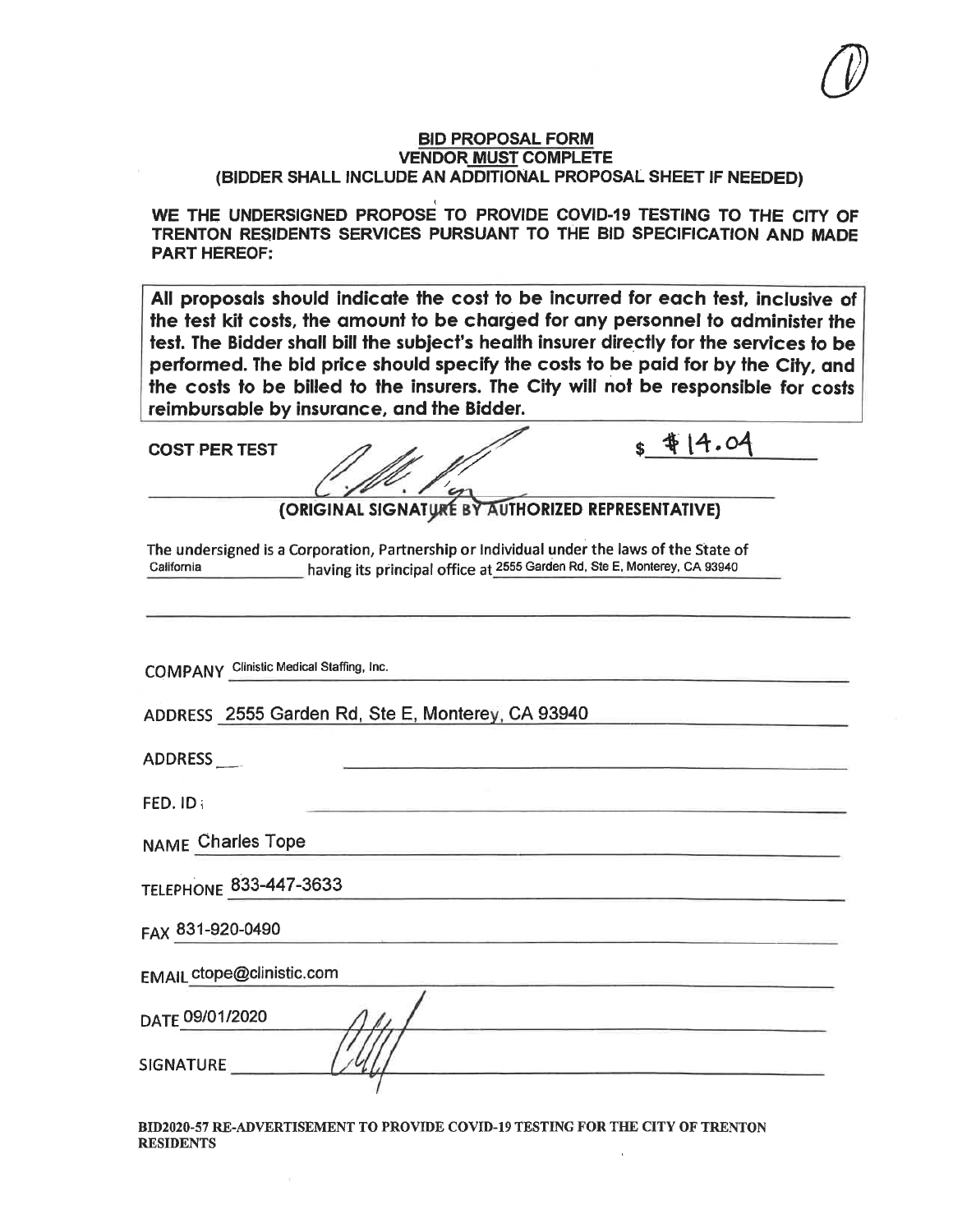## BID PROPOSAL FORM

## VENDOR MUST COMPLETE

### (BIDDER SHALL INCLUDE AN ADDITIONAL PROPOSAL SHEET IF NEEDED)

**WE THE UNDERSIGNED PROPOSE TO PROVIDE COVID-19 TESTING TO THE CITY OF TRENTON RESIDENTS SERVICES PURSUANT TO THE BID SPECIFICATION AND MADE PART HEREOF:**

**All proposals should indicate the cost to be incurred for each test, inclusive of the test kit costs, the amount to be charged for any personnel to administer the test. The Bidder shall bill the subject's health insurer directly for the services to be performed. The bid price should specify the costs to be paid for by the City, and the costs to be billed to the insurers. The City will not be responsible for costs reimbursable by insurance, and the Bidder.**

**COST PER TEST** $ $14.04

**(ORIGINAL SIGNATURE BY AUTHORIZED REPRESENTATIVE)**

The undersigned is a Corporation, Partnership or Individual under the laws of the State of California having its principal office at 2555 Garden Rd, Ste E, Monterey, CA 93940

COMPANY Clinistic Medical Staffing, Inc.

ADDRESS 2555 Garden Rd, Ste E, Monterey, CA 93940

ADDRESS

FED. ID

NAME Charles Tope

TELEPHONE 833-447-3633

FAX 831-920-0490

EMAIL ctope@clinistic.com

DATE 09/01/2020

SIGNATURE

**BID2020-57 RE-ADVERTISEMENT TO PROVIDE COVID-19 TESTING FOR THE CITY OF TRENTON RESIDENTS**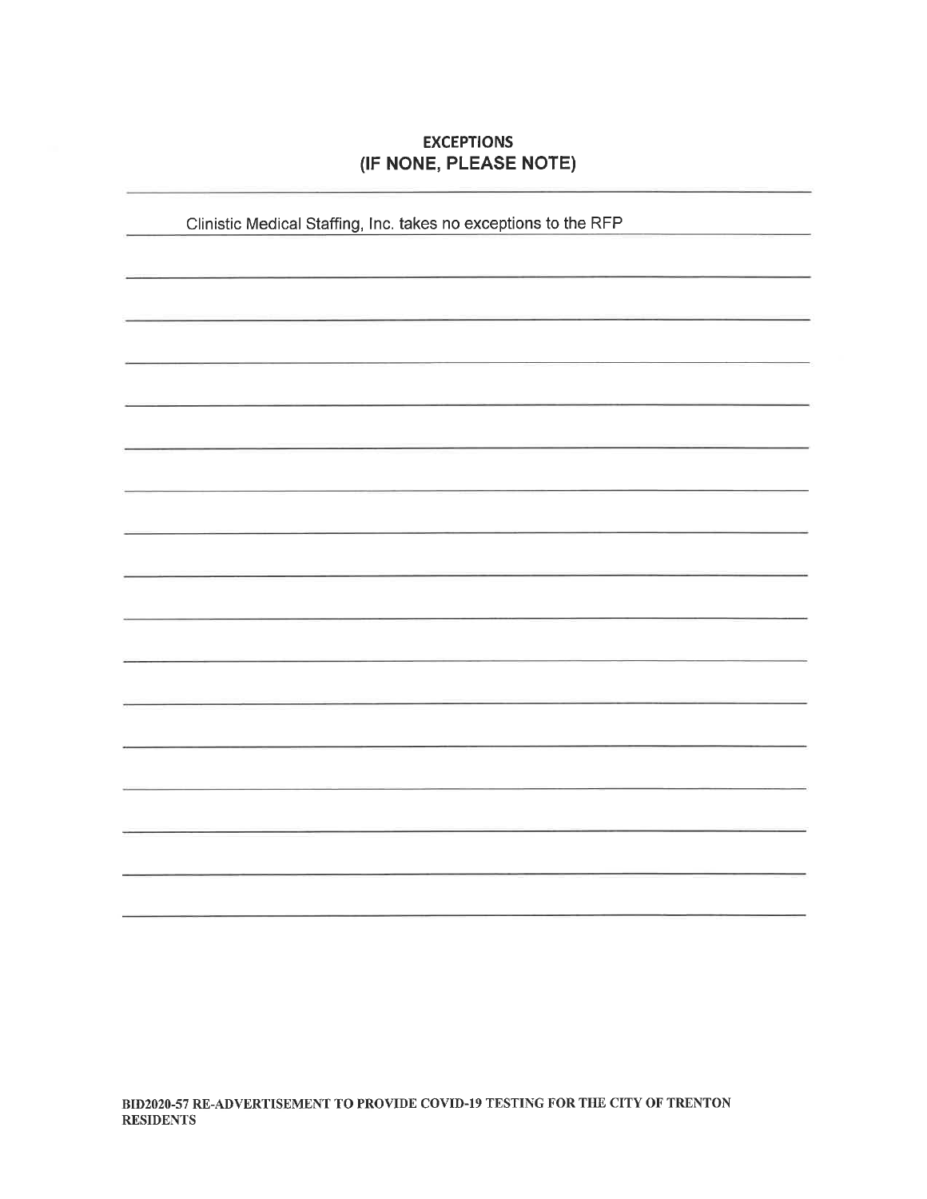## EXCEPTIONS
## (IF NONE, PLEASE NOTE)

Clinistic Medical Staffing, Inc. takes no exceptions to the RFP

**BID2020-57 RE-ADVERTISEMENT TO PROVIDE COVID-19 TESTING FOR THE CITY OF TRENTON RESIDENTS**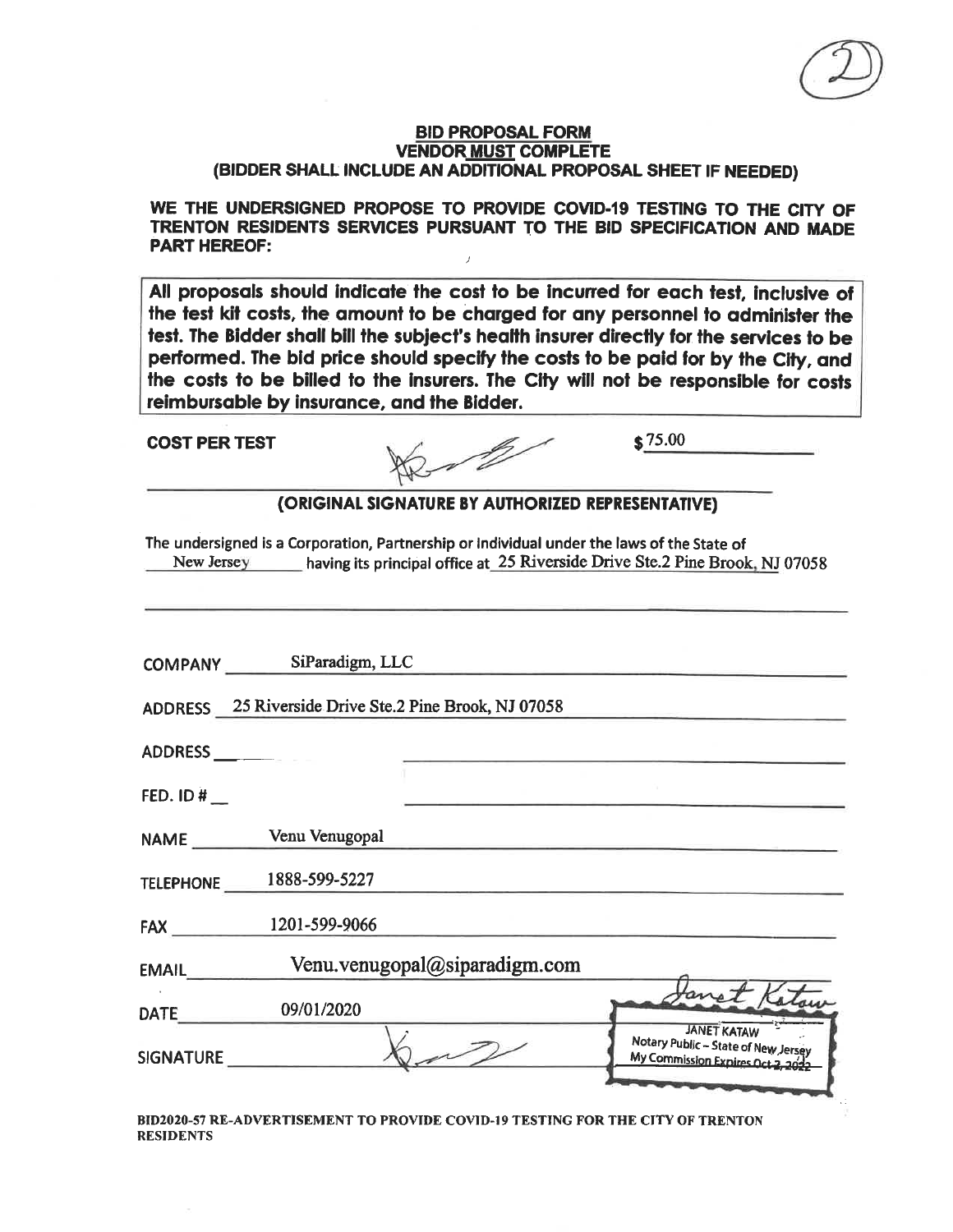## BID PROPOSAL FORM
## VENDOR MUST COMPLETE
## (BIDDER SHALL INCLUDE AN ADDITIONAL PROPOSAL SHEET IF NEEDED)

**WE THE UNDERSIGNED PROPOSE TO PROVIDE COVID-19 TESTING TO THE CITY OF TRENTON RESIDENTS SERVICES PURSUANT TO THE BID SPECIFICATION AND MADE PART HEREOF:**

**All proposals should indicate the cost to be incurred for each test, inclusive of the test kit costs, the amount to be charged for any personnel to administer the test. The Bidder shall bill the subject's health insurer directly for the services to be performed. The bid price should specify the costs to be paid for by the City, and the costs to be billed to the insurers. The City will not be responsible for costs reimbursable by insurance, and the Bidder.**

**COST PER TEST** $75.00

**(ORIGINAL SIGNATURE BY AUTHORIZED REPRESENTATIVE)**

The undersigned is a Corporation, Partnership or Individual under the laws of the State of New Jersey having its principal office at 25 Riverside Drive Ste.2 Pine Brook, NJ 07058

COMPANY SiParadigm, LLC

ADDRESS 25 Riverside Drive Ste.2 Pine Brook, NJ 07058

ADDRESS

FED. ID #

NAME Venu Venugopal

TELEPHONE 1888-599-5227

FAX 1201-599-9066

EMAIL Venu.venugopal@siparadigm.com

DATE 09/01/2020

SIGNATURE

JANET KATAW
Notary Public – State of New Jersey
My Commission Expires Oct 2, 2022

BID2020-57 RE-ADVERTISEMENT TO PROVIDE COVID-19 TESTING FOR THE CITY OF TRENTON RESIDENTS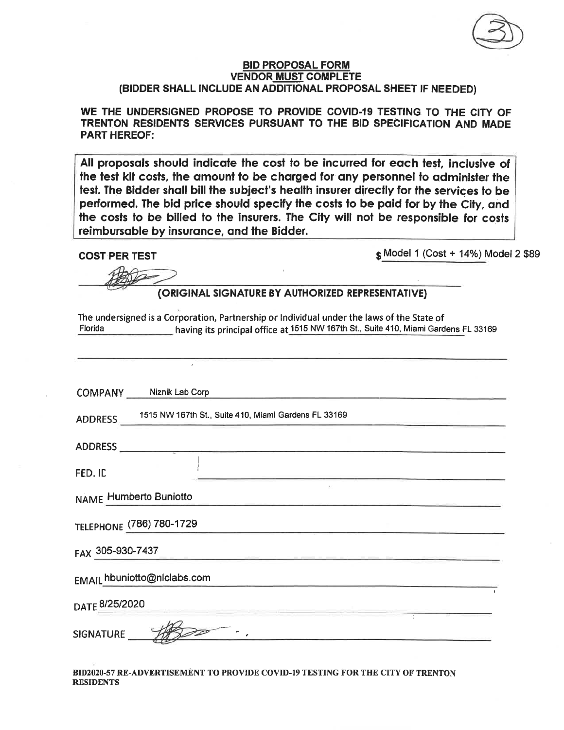## BID PROPOSAL FORM
## VENDOR MUST COMPLETE
## (BIDDER SHALL INCLUDE AN ADDITIONAL PROPOSAL SHEET IF NEEDED)

**WE THE UNDERSIGNED PROPOSE TO PROVIDE COVID-19 TESTING TO THE CITY OF TRENTON RESIDENTS SERVICES PURSUANT TO THE BID SPECIFICATION AND MADE PART HEREOF:**

> **All proposals should indicate the cost to be incurred for each test, inclusive of the test kit costs, the amount to be charged for any personnel to administer the test. The Bidder shall bill the subject's health insurer directly for the services to be performed. The bid price should specify the costs to be paid for by the City, and the costs to be billed to the insurers. The City will not be responsible for costs reimbursable by insurance, and the Bidder.**

**COST PER TEST** $ Model 1 (Cost + 14%) Model 2 $89

_______________________________________
**(ORIGINAL SIGNATURE BY AUTHORIZED REPRESENTATIVE)**

The undersigned is a Corporation, Partnership or Individual under the laws of the State of Florida having its principal office at 1515 NW 167th St., Suite 410, Miami Gardens FL 33169

COMPANY Niznik Lab Corp

ADDRESS 1515 NW 167th St., Suite 410, Miami Gardens FL 33169

ADDRESS

FED. ID

NAME Humberto Buniotto

TELEPHONE (786) 780-1729

FAX 305-930-7437

EMAIL hbuniotto@nlclabs.com

DATE 8/25/2020

SIGNATURE

**BID2020-57 RE-ADVERTISEMENT TO PROVIDE COVID-19 TESTING FOR THE CITY OF TRENTON RESIDENTS**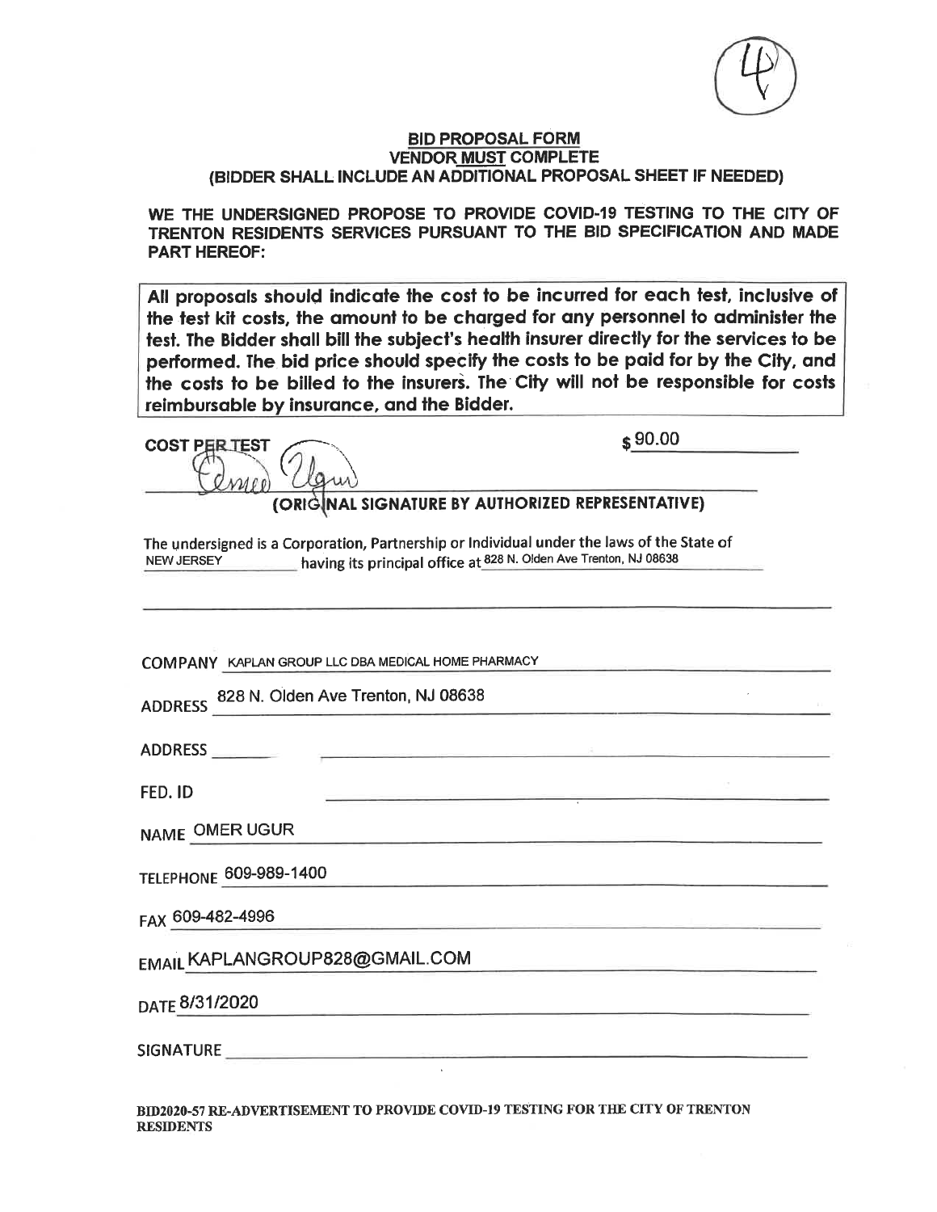(4)

**BID PROPOSAL FORM**
**VENDOR MUST COMPLETE**
**(BIDDER SHALL INCLUDE AN ADDITIONAL PROPOSAL SHEET IF NEEDED)**

**WE THE UNDERSIGNED PROPOSE TO PROVIDE COVID-19 TESTING TO THE CITY OF TRENTON RESIDENTS SERVICES PURSUANT TO THE BID SPECIFICATION AND MADE PART HEREOF:**

**All proposals should indicate the cost to be incurred for each test, inclusive of the test kit costs, the amount to be charged for any personnel to administer the test. The Bidder shall bill the subject's health insurer directly for the services to be performed. The bid price should specify the costs to be paid for by the City, and the costs to be billed to the insurers. The City will not be responsible for costs reimbursable by insurance, and the Bidder.**

**COST PER TEST** $ 90.00

Omer Ugur

**(ORIGINAL SIGNATURE BY AUTHORIZED REPRESENTATIVE)**

The undersigned is a Corporation, Partnership or Individual under the laws of the State of NEW JERSEY having its principal office at 828 N. Olden Ave Trenton, NJ 08638

COMPANY KAPLAN GROUP LLC DBA MEDICAL HOME PHARMACY

ADDRESS 828 N. Olden Ave Trenton, NJ 08638

ADDRESS

FED. ID

NAME OMER UGUR

TELEPHONE 609-989-1400

FAX 609-482-4996

EMAIL KAPLANGROUP828@GMAIL.COM

DATE 8/31/2020

SIGNATURE

**BID2020-57 RE-ADVERTISEMENT TO PROVIDE COVID-19 TESTING FOR THE CITY OF TRENTON RESIDENTS**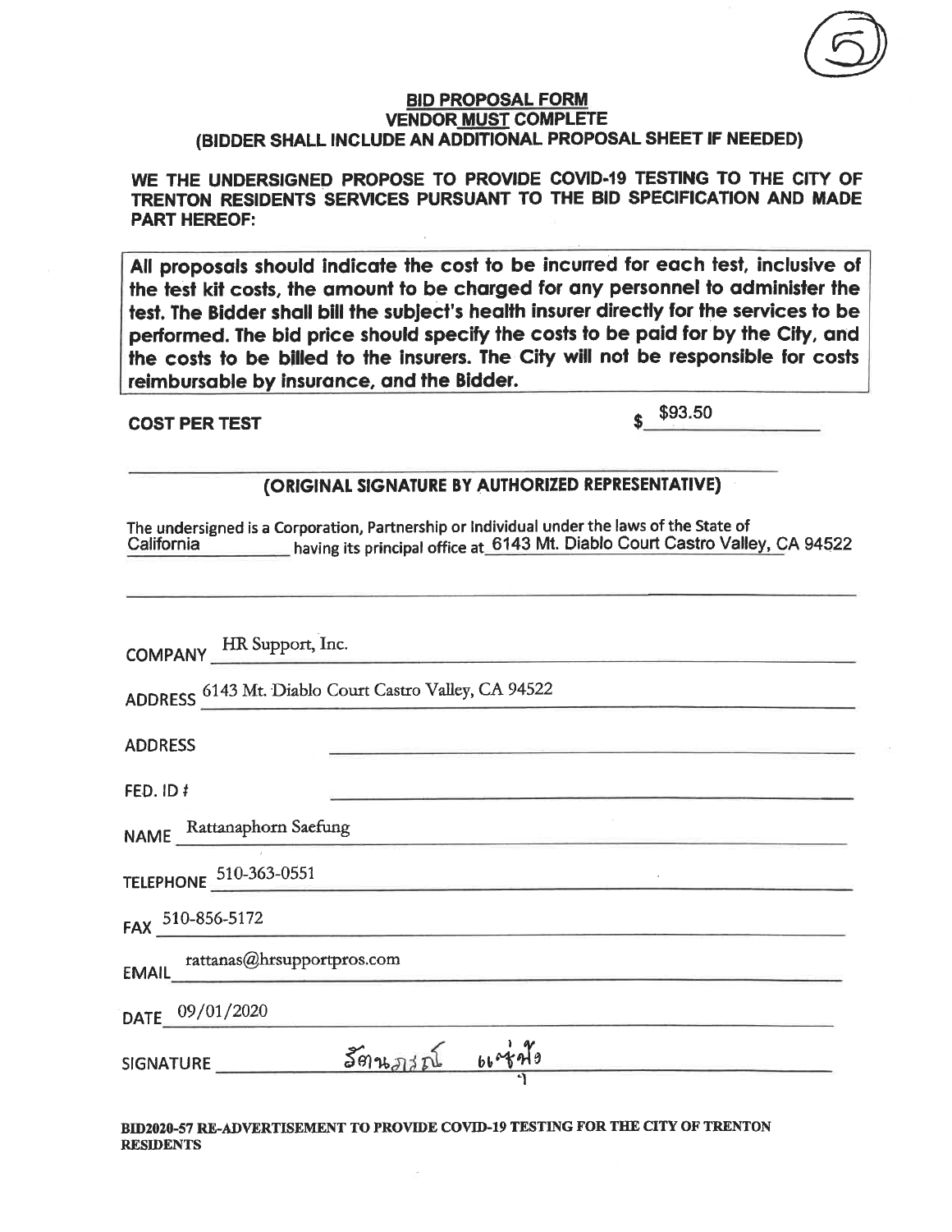(5)

**BID PROPOSAL FORM**
**VENDOR MUST COMPLETE**
**(BIDDER SHALL INCLUDE AN ADDITIONAL PROPOSAL SHEET IF NEEDED)**

**WE THE UNDERSIGNED PROPOSE TO PROVIDE COVID-19 TESTING TO THE CITY OF TRENTON RESIDENTS SERVICES PURSUANT TO THE BID SPECIFICATION AND MADE PART HEREOF:**

**All proposals should indicate the cost to be incurred for each test, inclusive of the test kit costs, the amount to be charged for any personnel to administer the test. The Bidder shall bill the subject's health insurer directly for the services to be performed. The bid price should specify the costs to be paid for by the City, and the costs to be billed to the insurers. The City will not be responsible for costs reimbursable by insurance, and the Bidder.**

**COST PER TEST** $ $93.50

**(ORIGINAL SIGNATURE BY AUTHORIZED REPRESENTATIVE)**

The undersigned is a Corporation, Partnership or Individual under the laws of the State of California having its principal office at 6143 Mt. Diablo Court Castro Valley, CA 94522

COMPANY HR Support, Inc.

ADDRESS 6143 Mt. Diablo Court Castro Valley, CA 94522

ADDRESS

FED. ID #

NAME Rattanaphorn Saefung

TELEPHONE 510-363-0551

FAX 510-856-5172

EMAIL rattanas@hrsupportpros.com

DATE 09/01/2020

SIGNATURE รัตนาภรณ์ แซ่ฟุ้ง

**BID2020-57 RE-ADVERTISEMENT TO PROVIDE COVID-19 TESTING FOR THE CITY OF TRENTON RESIDENTS**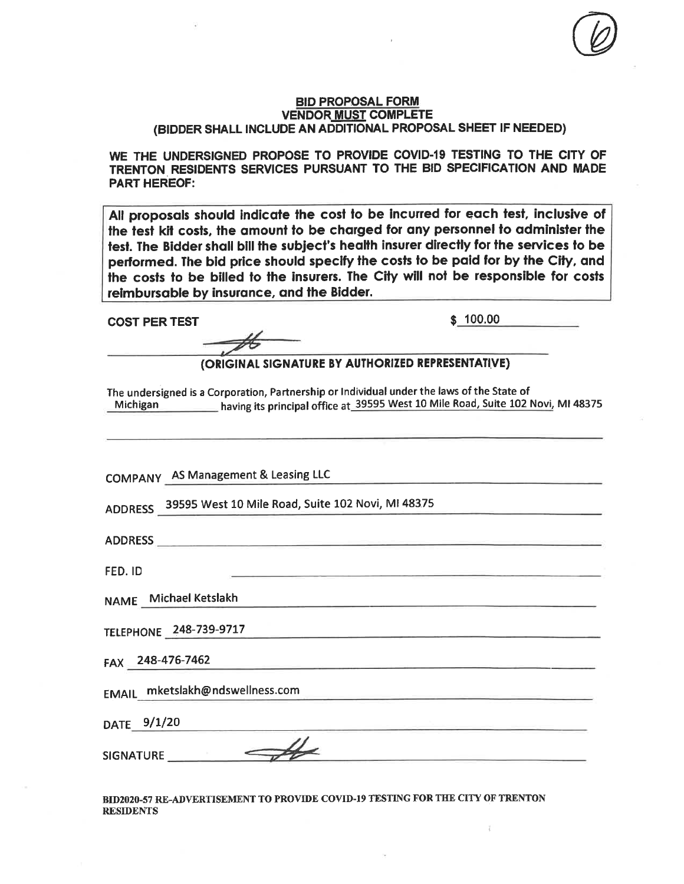## BID PROPOSAL FORM

**VENDOR MUST COMPLETE**

**(BIDDER SHALL INCLUDE AN ADDITIONAL PROPOSAL SHEET IF NEEDED)**

**WE THE UNDERSIGNED PROPOSE TO PROVIDE COVID-19 TESTING TO THE CITY OF TRENTON RESIDENTS SERVICES PURSUANT TO THE BID SPECIFICATION AND MADE PART HEREOF:**

**All proposals should indicate the cost to be incurred for each test, inclusive of the test kit costs, the amount to be charged for any personnel to administer the test. The Bidder shall bill the subject's health insurer directly for the services to be performed. The bid price should specify the costs to be paid for by the City, and the costs to be billed to the insurers. The City will not be responsible for costs reimbursable by insurance, and the Bidder.**

**COST PER TEST** $ 100.00

**(ORIGINAL SIGNATURE BY AUTHORIZED REPRESENTATIVE)**

The undersigned is a Corporation, Partnership or Individual under the laws of the State of Michigan having its principal office at 39595 West 10 Mile Road, Suite 102 Novi, MI 48375

COMPANY AS Management & Leasing LLC

ADDRESS 39595 West 10 Mile Road, Suite 102 Novi, MI 48375

ADDRESS

FED. ID

NAME Michael Ketslakh

TELEPHONE 248-739-9717

FAX 248-476-7462

EMAIL mketslakh@ndswellness.com

DATE 9/1/20

SIGNATURE

**BID2020-57 RE-ADVERTISEMENT TO PROVIDE COVID-19 TESTING FOR THE CITY OF TRENTON RESIDENTS**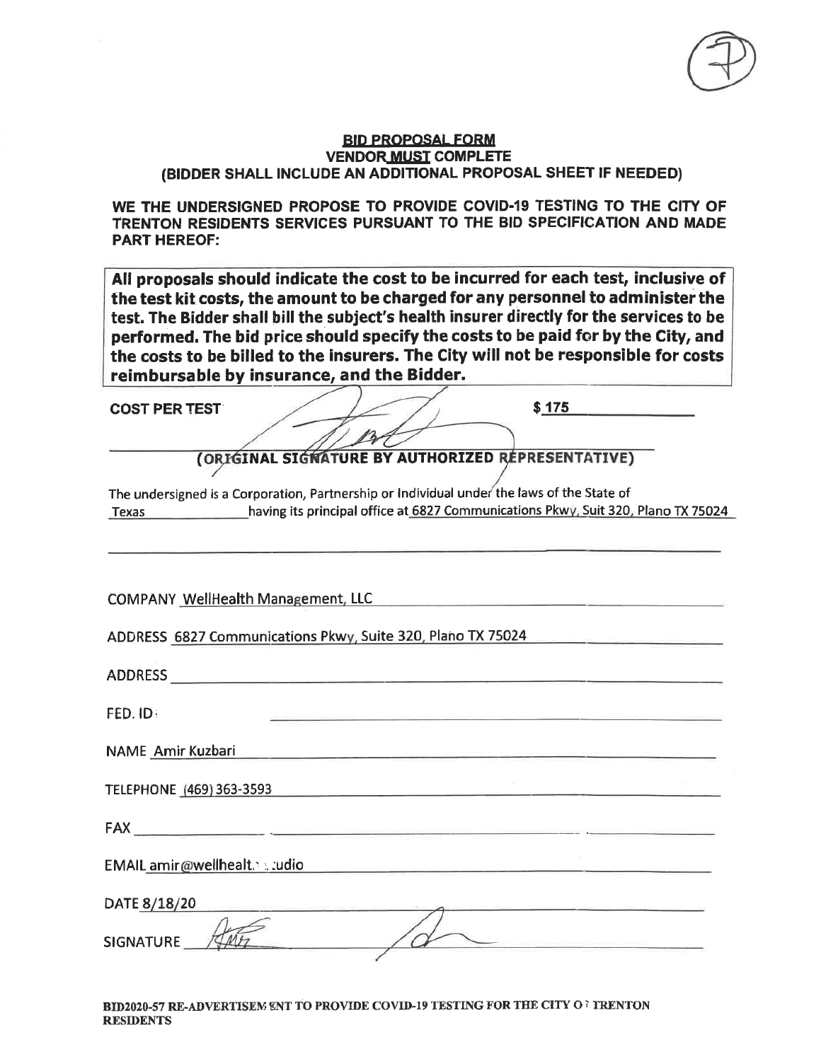**BID PROPOSAL FORM**
**VENDOR MUST COMPLETE**
**(BIDDER SHALL INCLUDE AN ADDITIONAL PROPOSAL SHEET IF NEEDED)**

**WE THE UNDERSIGNED PROPOSE TO PROVIDE COVID-19 TESTING TO THE CITY OF TRENTON RESIDENTS SERVICES PURSUANT TO THE BID SPECIFICATION AND MADE PART HEREOF:**

**All proposals should indicate the cost to be incurred for each test, inclusive of the test kit costs, the amount to be charged for any personnel to administer the test. The Bidder shall bill the subject's health insurer directly for the services to be performed. The bid price should specify the costs to be paid for by the City, and the costs to be billed to the insurers. The City will not be responsible for costs reimbursable by insurance, and the Bidder.**

**COST PER TEST** $ 175

**(ORIGINAL SIGNATURE BY AUTHORIZED REPRESENTATIVE)**

The undersigned is a Corporation, Partnership or Individual under the laws of the State of Texas having its principal office at 6827 Communications Pkwy, Suit 320, Plano TX 75024

COMPANY WellHealth Management, LLC

ADDRESS 6827 Communications Pkwy, Suite 320, Plano TX 75024

ADDRESS

FED. ID:

NAME Amir Kuzbari

TELEPHONE (469) 363-3593

FAX

EMAIL amir@wellhealt... udio

DATE 8/18/20

SIGNATURE

BID2020-57 RE-ADVERTISEMENT TO PROVIDE COVID-19 TESTING FOR THE CITY OF TRENTON RESIDENTS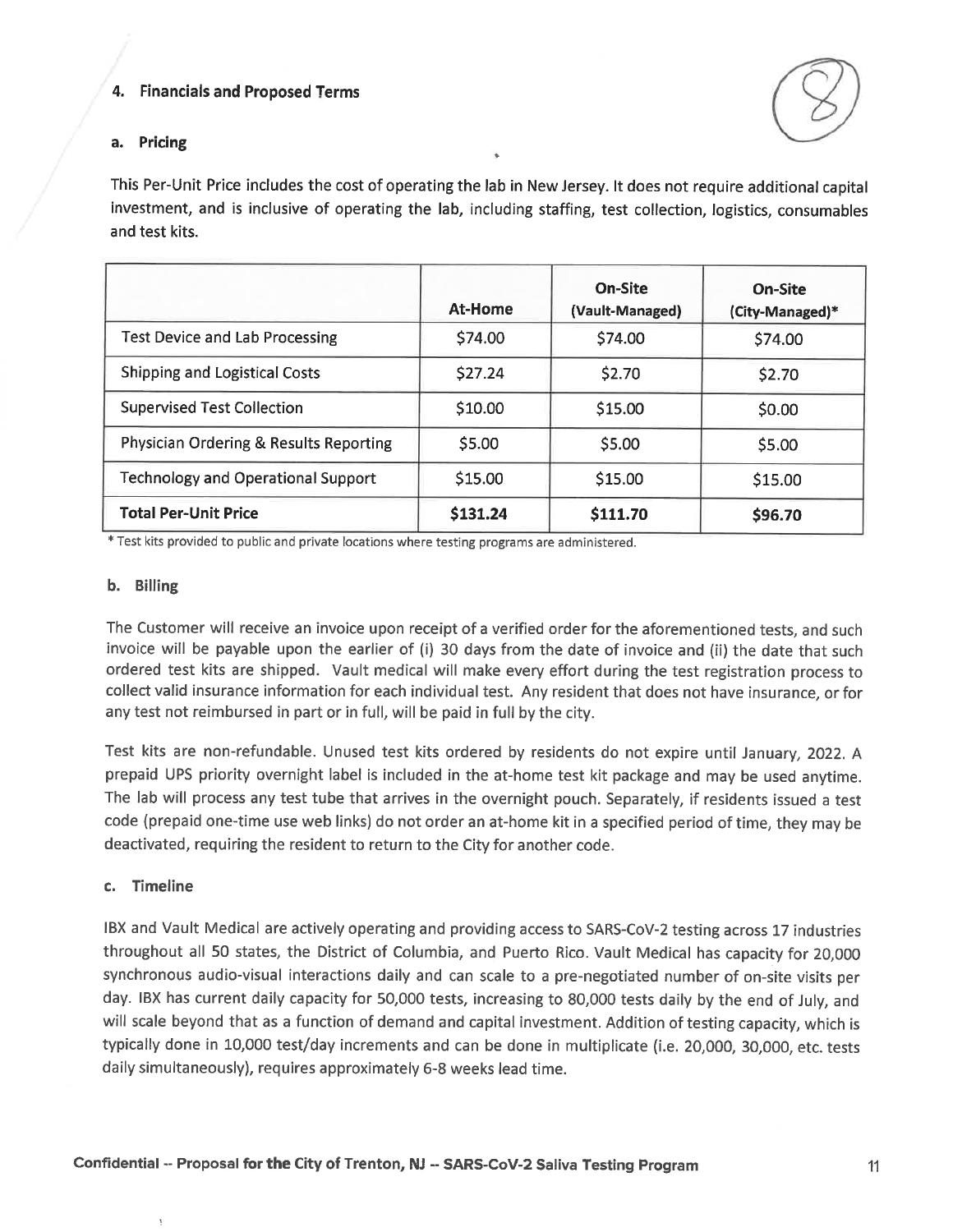## 4. Financials and Proposed Terms

### a. Pricing

This Per-Unit Price includes the cost of operating the lab in New Jersey. It does not require additional capital investment, and is inclusive of operating the lab, including staffing, test collection, logistics, consumables and test kits.

| | At-Home | On-Site (Vault-Managed) | On-Site (City-Managed)* |
|---|---|---|---|
| Test Device and Lab Processing | $74.00 | $74.00 | $74.00 |
| Shipping and Logistical Costs | $27.24 | $2.70 | $2.70 |
| Supervised Test Collection | $10.00 | $15.00 | $0.00 |
| Physician Ordering & Results Reporting | $5.00 | $5.00 | $5.00 |
| Technology and Operational Support | $15.00 | $15.00 | $15.00 |
| **Total Per-Unit Price** | **$131.24** | **$111.70** | **$96.70** |

* Test kits provided to public and private locations where testing programs are administered.

### b. Billing

The Customer will receive an invoice upon receipt of a verified order for the aforementioned tests, and such invoice will be payable upon the earlier of (i) 30 days from the date of invoice and (ii) the date that such ordered test kits are shipped. Vault medical will make every effort during the test registration process to collect valid insurance information for each individual test. Any resident that does not have insurance, or for any test not reimbursed in part or in full, will be paid in full by the city.

Test kits are non-refundable. Unused test kits ordered by residents do not expire until January, 2022. A prepaid UPS priority overnight label is included in the at-home test kit package and may be used anytime. The lab will process any test tube that arrives in the overnight pouch. Separately, if residents issued a test code (prepaid one-time use web links) do not order an at-home kit in a specified period of time, they may be deactivated, requiring the resident to return to the City for another code.

### c. Timeline

IBX and Vault Medical are actively operating and providing access to SARS-CoV-2 testing across 17 industries throughout all 50 states, the District of Columbia, and Puerto Rico. Vault Medical has capacity for 20,000 synchronous audio-visual interactions daily and can scale to a pre-negotiated number of on-site visits per day. IBX has current daily capacity for 50,000 tests, increasing to 80,000 tests daily by the end of July, and will scale beyond that as a function of demand and capital investment. Addition of testing capacity, which is typically done in 10,000 test/day increments and can be done in multiplicate (i.e. 20,000, 30,000, etc. tests daily simultaneously), requires approximately 6-8 weeks lead time.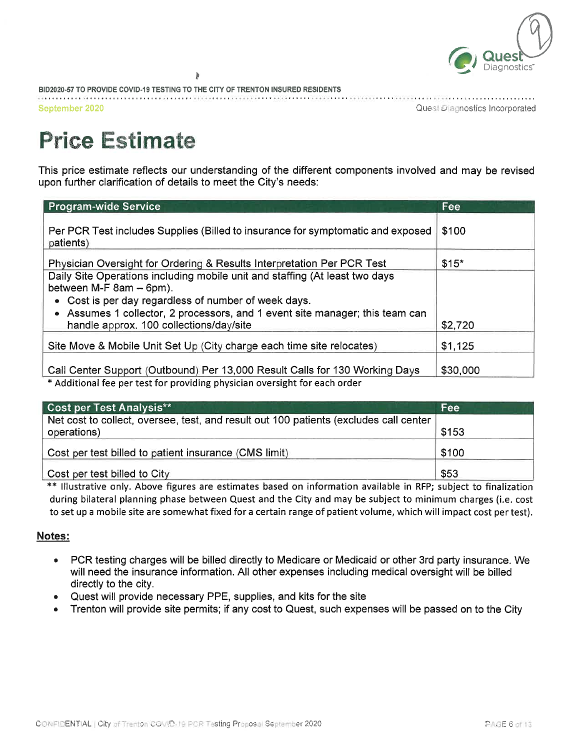# Price Estimate

This price estimate reflects our understanding of the different components involved and may be revised upon further clarification of details to meet the City's needs:

| Program-wide Service | Fee |
|---|---|
| Per PCR Test includes Supplies (Billed to insurance for symptomatic and exposed patients) | $100 |
| Physician Oversight for Ordering & Results Interpretation Per PCR Test | $15* |
| Daily Site Operations including mobile unit and staffing (At least two days between M-F 8am – 6pm).<br>• Cost is per day regardless of number of week days.<br>• Assumes 1 collector, 2 processors, and 1 event site manager; this team can handle approx. 100 collections/day/site | $2,720 |
| Site Move & Mobile Unit Set Up (City charge each time site relocates) | $1,125 |
| Call Center Support (Outbound) Per 13,000 Result Calls for 130 Working Days | $30,000 |

* Additional fee per test for providing physician oversight for each order

| Cost per Test Analysis** | Fee |
|---|---|
| Net cost to collect, oversee, test, and result out 100 patients (excludes call center operations) | $153 |
| Cost per test billed to patient insurance (CMS limit) | $100 |
| Cost per test billed to City | $53 |

** Illustrative only. Above figures are estimates based on information available in RFP; subject to finalization during bilateral planning phase between Quest and the City and may be subject to minimum charges (i.e. cost to set up a mobile site are somewhat fixed for a certain range of patient volume, which will impact cost per test).

**Notes:**

- PCR testing charges will be billed directly to Medicare or Medicaid or other 3rd party insurance. We will need the insurance information. All other expenses including medical oversight will be billed directly to the city.
- Quest will provide necessary PPE, supplies, and kits for the site
- Trenton will provide site permits; if any cost to Quest, such expenses will be passed on to the City